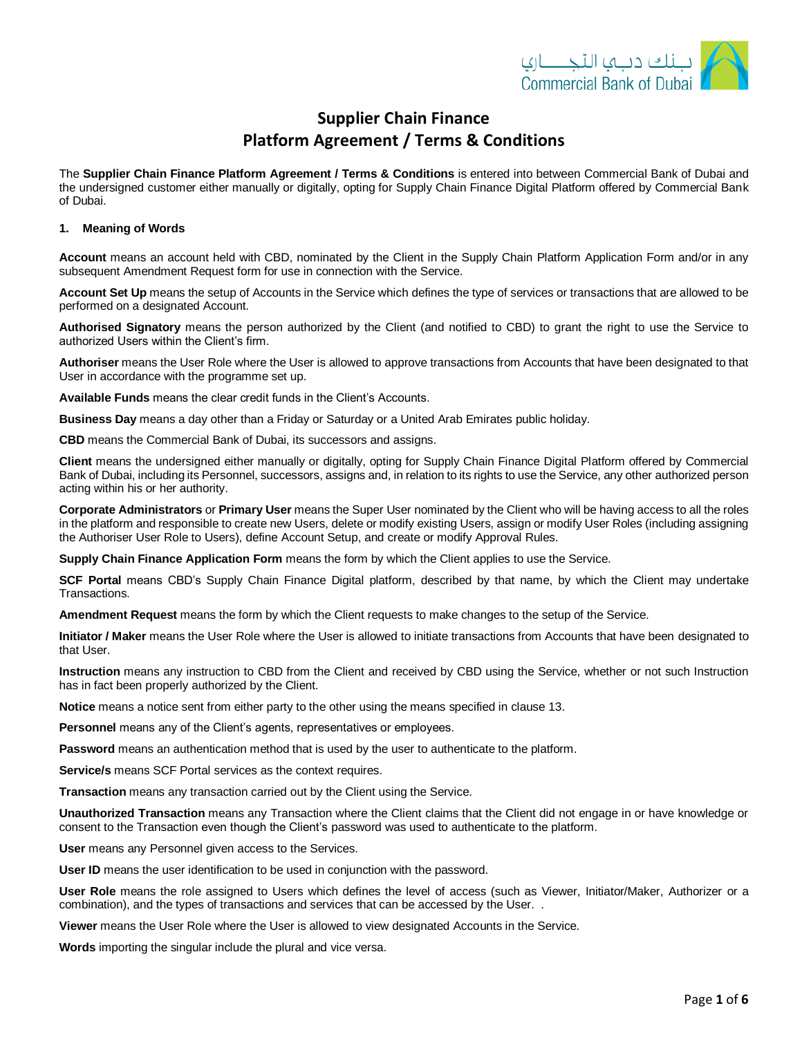# Supplier Chain Finance
# Platform Agreement / Terms & Conditions

The **Supplier Chain Finance Platform Agreement / Terms & Conditions** is entered into between Commercial Bank of Dubai and the undersigned customer either manually or digitally, opting for Supply Chain Finance Digital Platform offered by Commercial Bank of Dubai.

## 1. Meaning of Words

**Account** means an account held with CBD, nominated by the Client in the Supply Chain Platform Application Form and/or in any subsequent Amendment Request form for use in connection with the Service.

**Account Set Up** means the setup of Accounts in the Service which defines the type of services or transactions that are allowed to be performed on a designated Account.

**Authorised Signatory** means the person authorized by the Client (and notified to CBD) to grant the right to use the Service to authorized Users within the Client's firm.

**Authoriser** means the User Role where the User is allowed to approve transactions from Accounts that have been designated to that User in accordance with the programme set up.

**Available Funds** means the clear credit funds in the Client's Accounts.

**Business Day** means a day other than a Friday or Saturday or a United Arab Emirates public holiday.

**CBD** means the Commercial Bank of Dubai, its successors and assigns.

**Client** means the undersigned either manually or digitally, opting for Supply Chain Finance Digital Platform offered by Commercial Bank of Dubai, including its Personnel, successors, assigns and, in relation to its rights to use the Service, any other authorized person acting within his or her authority.

**Corporate Administrators** or **Primary User** means the Super User nominated by the Client who will be having access to all the roles in the platform and responsible to create new Users, delete or modify existing Users, assign or modify User Roles (including assigning the Authoriser User Role to Users), define Account Setup, and create or modify Approval Rules.

**Supply Chain Finance Application Form** means the form by which the Client applies to use the Service.

**SCF Portal** means CBD's Supply Chain Finance Digital platform, described by that name, by which the Client may undertake Transactions.

**Amendment Request** means the form by which the Client requests to make changes to the setup of the Service.

**Initiator / Maker** means the User Role where the User is allowed to initiate transactions from Accounts that have been designated to that User.

**Instruction** means any instruction to CBD from the Client and received by CBD using the Service, whether or not such Instruction has in fact been properly authorized by the Client.

**Notice** means a notice sent from either party to the other using the means specified in clause 13.

**Personnel** means any of the Client's agents, representatives or employees.

**Password** means an authentication method that is used by the user to authenticate to the platform.

**Service/s** means SCF Portal services as the context requires.

**Transaction** means any transaction carried out by the Client using the Service.

**Unauthorized Transaction** means any Transaction where the Client claims that the Client did not engage in or have knowledge or consent to the Transaction even though the Client's password was used to authenticate to the platform.

**User** means any Personnel given access to the Services.

**User ID** means the user identification to be used in conjunction with the password.

**User Role** means the role assigned to Users which defines the level of access (such as Viewer, Initiator/Maker, Authorizer or a combination), and the types of transactions and services that can be accessed by the User. .

**Viewer** means the User Role where the User is allowed to view designated Accounts in the Service.

**Words** importing the singular include the plural and vice versa.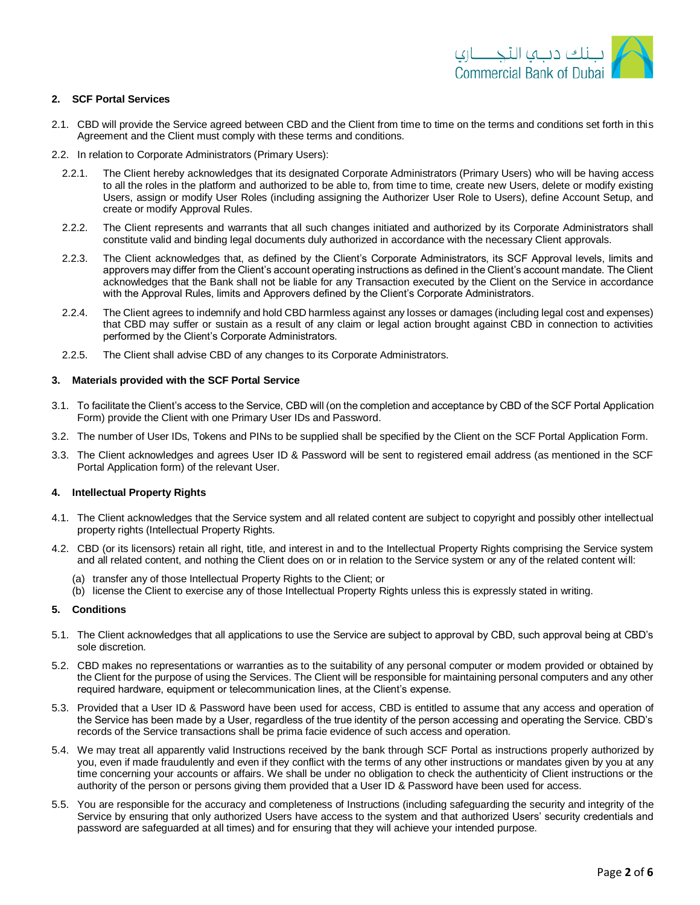## 2. SCF Portal Services

2.1. CBD will provide the Service agreed between CBD and the Client from time to time on the terms and conditions set forth in this Agreement and the Client must comply with these terms and conditions.

2.2. In relation to Corporate Administrators (Primary Users):

2.2.1. The Client hereby acknowledges that its designated Corporate Administrators (Primary Users) who will be having access to all the roles in the platform and authorized to be able to, from time to time, create new Users, delete or modify existing Users, assign or modify User Roles (including assigning the Authorizer User Role to Users), define Account Setup, and create or modify Approval Rules.

2.2.2. The Client represents and warrants that all such changes initiated and authorized by its Corporate Administrators shall constitute valid and binding legal documents duly authorized in accordance with the necessary Client approvals.

2.2.3. The Client acknowledges that, as defined by the Client's Corporate Administrators, its SCF Approval levels, limits and approvers may differ from the Client's account operating instructions as defined in the Client's account mandate. The Client acknowledges that the Bank shall not be liable for any Transaction executed by the Client on the Service in accordance with the Approval Rules, limits and Approvers defined by the Client's Corporate Administrators.

2.2.4. The Client agrees to indemnify and hold CBD harmless against any losses or damages (including legal cost and expenses) that CBD may suffer or sustain as a result of any claim or legal action brought against CBD in connection to activities performed by the Client's Corporate Administrators.

2.2.5. The Client shall advise CBD of any changes to its Corporate Administrators.

## 3. Materials provided with the SCF Portal Service

3.1. To facilitate the Client's access to the Service, CBD will (on the completion and acceptance by CBD of the SCF Portal Application Form) provide the Client with one Primary User IDs and Password.

3.2. The number of User IDs, Tokens and PINs to be supplied shall be specified by the Client on the SCF Portal Application Form.

3.3. The Client acknowledges and agrees User ID & Password will be sent to registered email address (as mentioned in the SCF Portal Application form) of the relevant User.

## 4. Intellectual Property Rights

4.1. The Client acknowledges that the Service system and all related content are subject to copyright and possibly other intellectual property rights (Intellectual Property Rights.

4.2. CBD (or its licensors) retain all right, title, and interest in and to the Intellectual Property Rights comprising the Service system and all related content, and nothing the Client does on or in relation to the Service system or any of the related content will:

(a) transfer any of those Intellectual Property Rights to the Client; or
(b) license the Client to exercise any of those Intellectual Property Rights unless this is expressly stated in writing.

## 5. Conditions

5.1. The Client acknowledges that all applications to use the Service are subject to approval by CBD, such approval being at CBD's sole discretion.

5.2. CBD makes no representations or warranties as to the suitability of any personal computer or modem provided or obtained by the Client for the purpose of using the Services. The Client will be responsible for maintaining personal computers and any other required hardware, equipment or telecommunication lines, at the Client's expense.

5.3. Provided that a User ID & Password have been used for access, CBD is entitled to assume that any access and operation of the Service has been made by a User, regardless of the true identity of the person accessing and operating the Service. CBD's records of the Service transactions shall be prima facie evidence of such access and operation.

5.4. We may treat all apparently valid Instructions received by the bank through SCF Portal as instructions properly authorized by you, even if made fraudulently and even if they conflict with the terms of any other instructions or mandates given by you at any time concerning your accounts or affairs. We shall be under no obligation to check the authenticity of Client instructions or the authority of the person or persons giving them provided that a User ID & Password have been used for access.

5.5. You are responsible for the accuracy and completeness of Instructions (including safeguarding the security and integrity of the Service by ensuring that only authorized Users have access to the system and that authorized Users' security credentials and password are safeguarded at all times) and for ensuring that they will achieve your intended purpose.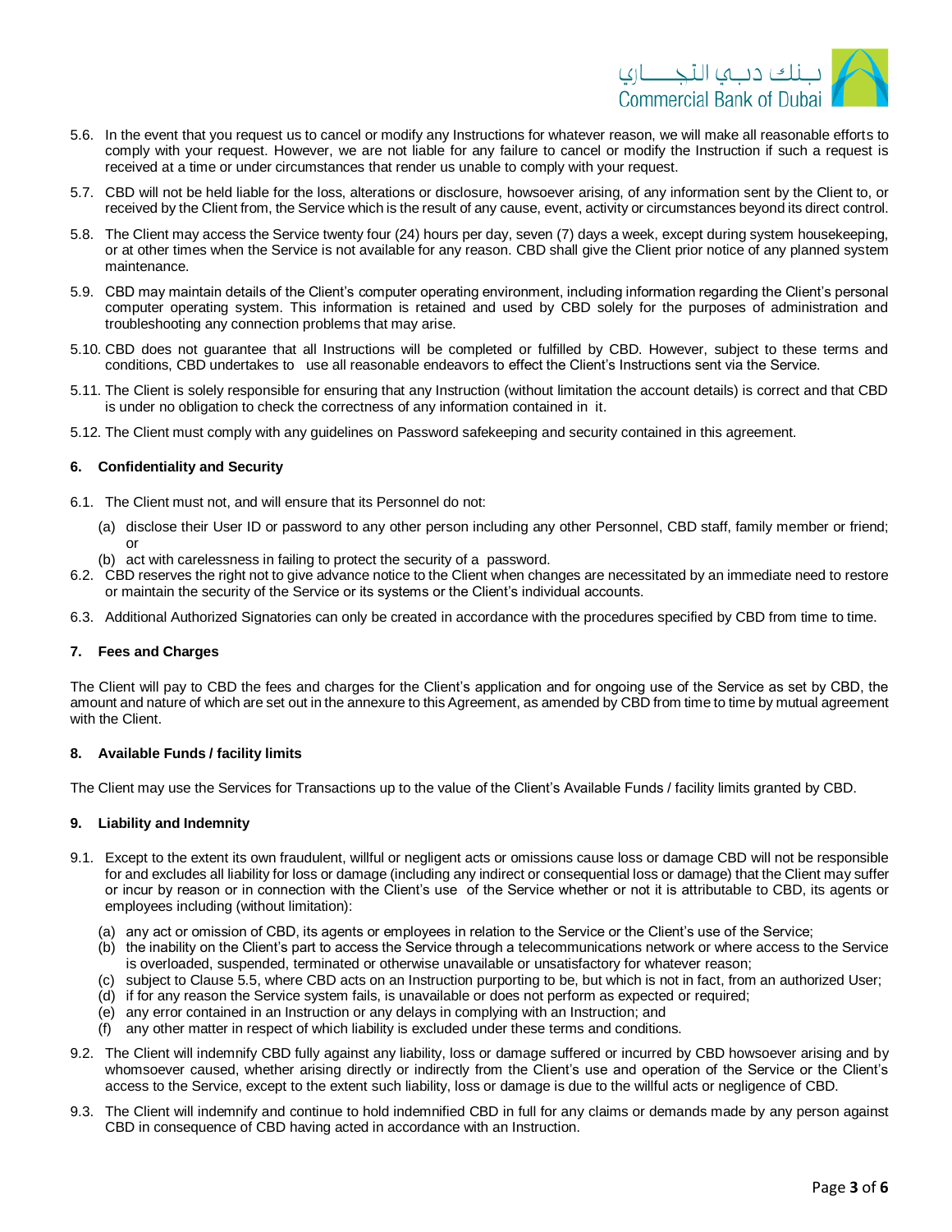5.6. In the event that you request us to cancel or modify any Instructions for whatever reason, we will make all reasonable efforts to comply with your request. However, we are not liable for any failure to cancel or modify the Instruction if such a request is received at a time or under circumstances that render us unable to comply with your request.

5.7. CBD will not be held liable for the loss, alterations or disclosure, howsoever arising, of any information sent by the Client to, or received by the Client from, the Service which is the result of any cause, event, activity or circumstances beyond its direct control.

5.8. The Client may access the Service twenty four (24) hours per day, seven (7) days a week, except during system housekeeping, or at other times when the Service is not available for any reason. CBD shall give the Client prior notice of any planned system maintenance.

5.9. CBD may maintain details of the Client's computer operating environment, including information regarding the Client's personal computer operating system. This information is retained and used by CBD solely for the purposes of administration and troubleshooting any connection problems that may arise.

5.10. CBD does not guarantee that all Instructions will be completed or fulfilled by CBD. However, subject to these terms and conditions, CBD undertakes to use all reasonable endeavors to effect the Client's Instructions sent via the Service.

5.11. The Client is solely responsible for ensuring that any Instruction (without limitation the account details) is correct and that CBD is under no obligation to check the correctness of any information contained in it.

5.12. The Client must comply with any guidelines on Password safekeeping and security contained in this agreement.

### 6. Confidentiality and Security

6.1. The Client must not, and will ensure that its Personnel do not:

(a) disclose their User ID or password to any other person including any other Personnel, CBD staff, family member or friend; or

(b) act with carelessness in failing to protect the security of a password.

6.2. CBD reserves the right not to give advance notice to the Client when changes are necessitated by an immediate need to restore or maintain the security of the Service or its systems or the Client's individual accounts.

6.3. Additional Authorized Signatories can only be created in accordance with the procedures specified by CBD from time to time.

### 7. Fees and Charges

The Client will pay to CBD the fees and charges for the Client's application and for ongoing use of the Service as set by CBD, the amount and nature of which are set out in the annexure to this Agreement, as amended by CBD from time to time by mutual agreement with the Client.

### 8. Available Funds / facility limits

The Client may use the Services for Transactions up to the value of the Client's Available Funds / facility limits granted by CBD.

### 9. Liability and Indemnity

9.1. Except to the extent its own fraudulent, willful or negligent acts or omissions cause loss or damage CBD will not be responsible for and excludes all liability for loss or damage (including any indirect or consequential loss or damage) that the Client may suffer or incur by reason or in connection with the Client's use of the Service whether or not it is attributable to CBD, its agents or employees including (without limitation):

(a) any act or omission of CBD, its agents or employees in relation to the Service or the Client's use of the Service;

(b) the inability on the Client's part to access the Service through a telecommunications network or where access to the Service is overloaded, suspended, terminated or otherwise unavailable or unsatisfactory for whatever reason;

(c) subject to Clause 5.5, where CBD acts on an Instruction purporting to be, but which is not in fact, from an authorized User;

(d) if for any reason the Service system fails, is unavailable or does not perform as expected or required;

(e) any error contained in an Instruction or any delays in complying with an Instruction; and

(f) any other matter in respect of which liability is excluded under these terms and conditions.

9.2. The Client will indemnify CBD fully against any liability, loss or damage suffered or incurred by CBD howsoever arising and by whomsoever caused, whether arising directly or indirectly from the Client's use and operation of the Service or the Client's access to the Service, except to the extent such liability, loss or damage is due to the willful acts or negligence of CBD.

9.3. The Client will indemnify and continue to hold indemnified CBD in full for any claims or demands made by any person against CBD in consequence of CBD having acted in accordance with an Instruction.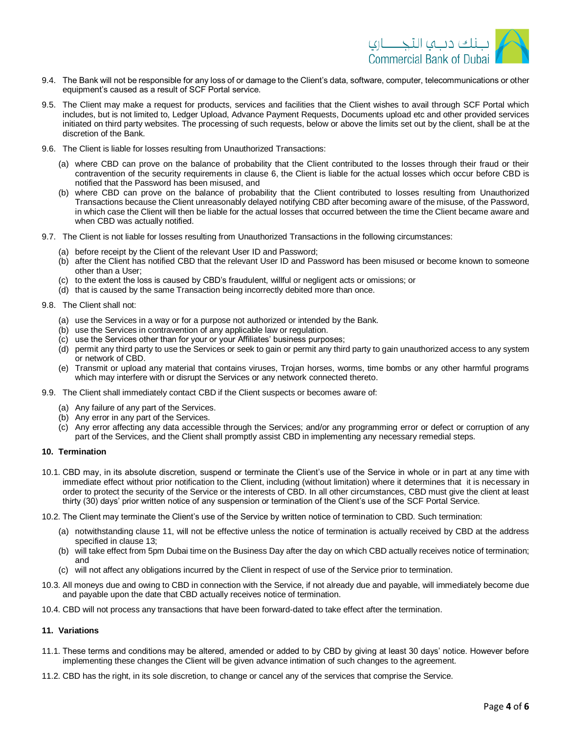9.4. The Bank will not be responsible for any loss of or damage to the Client's data, software, computer, telecommunications or other equipment's caused as a result of SCF Portal service.

9.5. The Client may make a request for products, services and facilities that the Client wishes to avail through SCF Portal which includes, but is not limited to, Ledger Upload, Advance Payment Requests, Documents upload etc and other provided services initiated on third party websites. The processing of such requests, below or above the limits set out by the client, shall be at the discretion of the Bank.

9.6. The Client is liable for losses resulting from Unauthorized Transactions:

(a) where CBD can prove on the balance of probability that the Client contributed to the losses through their fraud or their contravention of the security requirements in clause 6, the Client is liable for the actual losses which occur before CBD is notified that the Password has been misused, and

(b) where CBD can prove on the balance of probability that the Client contributed to losses resulting from Unauthorized Transactions because the Client unreasonably delayed notifying CBD after becoming aware of the misuse, of the Password, in which case the Client will then be liable for the actual losses that occurred between the time the Client became aware and when CBD was actually notified.

9.7. The Client is not liable for losses resulting from Unauthorized Transactions in the following circumstances:

(a) before receipt by the Client of the relevant User ID and Password;
(b) after the Client has notified CBD that the relevant User ID and Password has been misused or become known to someone other than a User;
(c) to the extent the loss is caused by CBD's fraudulent, willful or negligent acts or omissions; or
(d) that is caused by the same Transaction being incorrectly debited more than once.

9.8. The Client shall not:

(a) use the Services in a way or for a purpose not authorized or intended by the Bank.
(b) use the Services in contravention of any applicable law or regulation.
(c) use the Services other than for your or your Affiliates' business purposes;
(d) permit any third party to use the Services or seek to gain or permit any third party to gain unauthorized access to any system or network of CBD.
(e) Transmit or upload any material that contains viruses, Trojan horses, worms, time bombs or any other harmful programs which may interfere with or disrupt the Services or any network connected thereto.

9.9. The Client shall immediately contact CBD if the Client suspects or becomes aware of:

(a) Any failure of any part of the Services.
(b) Any error in any part of the Services.
(c) Any error affecting any data accessible through the Services; and/or any programming error or defect or corruption of any part of the Services, and the Client shall promptly assist CBD in implementing any necessary remedial steps.

## 10. Termination

10.1. CBD may, in its absolute discretion, suspend or terminate the Client's use of the Service in whole or in part at any time with immediate effect without prior notification to the Client, including (without limitation) where it determines that it is necessary in order to protect the security of the Service or the interests of CBD. In all other circumstances, CBD must give the client at least thirty (30) days' prior written notice of any suspension or termination of the Client's use of the SCF Portal Service.

10.2. The Client may terminate the Client's use of the Service by written notice of termination to CBD. Such termination:

(a) notwithstanding clause 11, will not be effective unless the notice of termination is actually received by CBD at the address specified in clause 13;
(b) will take effect from 5pm Dubai time on the Business Day after the day on which CBD actually receives notice of termination; and
(c) will not affect any obligations incurred by the Client in respect of use of the Service prior to termination.

10.3. All moneys due and owing to CBD in connection with the Service, if not already due and payable, will immediately become due and payable upon the date that CBD actually receives notice of termination.

10.4. CBD will not process any transactions that have been forward-dated to take effect after the termination.

## 11. Variations

11.1. These terms and conditions may be altered, amended or added to by CBD by giving at least 30 days' notice. However before implementing these changes the Client will be given advance intimation of such changes to the agreement.

11.2. CBD has the right, in its sole discretion, to change or cancel any of the services that comprise the Service.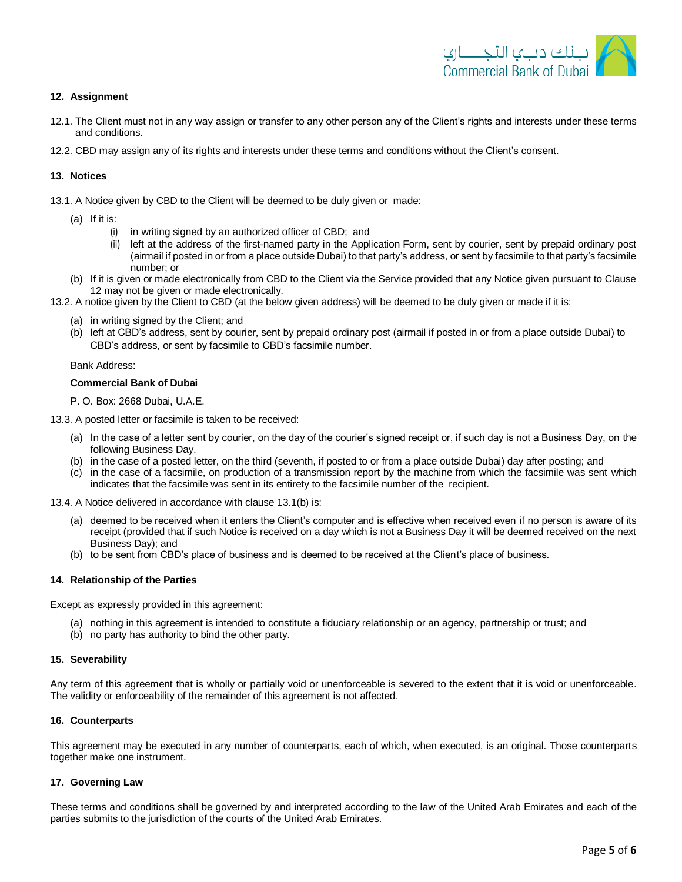## 12. Assignment

12.1. The Client must not in any way assign or transfer to any other person any of the Client's rights and interests under these terms and conditions.

12.2. CBD may assign any of its rights and interests under these terms and conditions without the Client's consent.

## 13. Notices

13.1. A Notice given by CBD to the Client will be deemed to be duly given or made:

- (a) If it is:
  - (i) in writing signed by an authorized officer of CBD; and
  - (ii) left at the address of the first-named party in the Application Form, sent by courier, sent by prepaid ordinary post (airmail if posted in or from a place outside Dubai) to that party's address, or sent by facsimile to that party's facsimile number; or
- (b) If it is given or made electronically from CBD to the Client via the Service provided that any Notice given pursuant to Clause 12 may not be given or made electronically.

13.2. A notice given by the Client to CBD (at the below given address) will be deemed to be duly given or made if it is:

- (a) in writing signed by the Client; and
- (b) left at CBD's address, sent by courier, sent by prepaid ordinary post (airmail if posted in or from a place outside Dubai) to CBD's address, or sent by facsimile to CBD's facsimile number.

Bank Address:

**Commercial Bank of Dubai**

P. O. Box: 2668 Dubai, U.A.E.

13.3. A posted letter or facsimile is taken to be received:

- (a) In the case of a letter sent by courier, on the day of the courier's signed receipt or, if such day is not a Business Day, on the following Business Day.
- (b) in the case of a posted letter, on the third (seventh, if posted to or from a place outside Dubai) day after posting; and
- (c) in the case of a facsimile, on production of a transmission report by the machine from which the facsimile was sent which indicates that the facsimile was sent in its entirety to the facsimile number of the recipient.

13.4. A Notice delivered in accordance with clause 13.1(b) is:

- (a) deemed to be received when it enters the Client's computer and is effective when received even if no person is aware of its receipt (provided that if such Notice is received on a day which is not a Business Day it will be deemed received on the next Business Day); and
- (b) to be sent from CBD's place of business and is deemed to be received at the Client's place of business.

## 14. Relationship of the Parties

Except as expressly provided in this agreement:

- (a) nothing in this agreement is intended to constitute a fiduciary relationship or an agency, partnership or trust; and
- (b) no party has authority to bind the other party.

## 15. Severability

Any term of this agreement that is wholly or partially void or unenforceable is severed to the extent that it is void or unenforceable. The validity or enforceability of the remainder of this agreement is not affected.

## 16. Counterparts

This agreement may be executed in any number of counterparts, each of which, when executed, is an original. Those counterparts together make one instrument.

## 17. Governing Law

These terms and conditions shall be governed by and interpreted according to the law of the United Arab Emirates and each of the parties submits to the jurisdiction of the courts of the United Arab Emirates.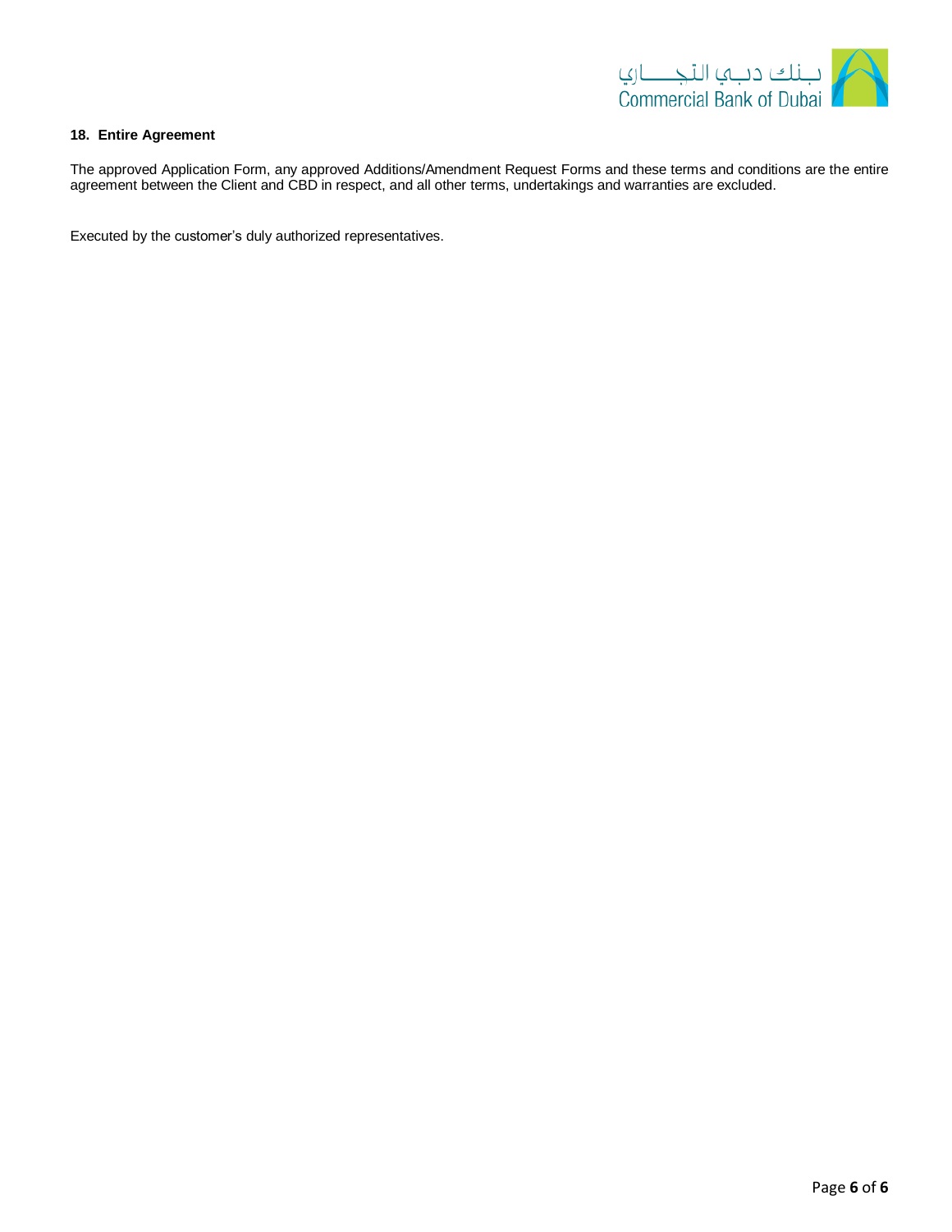### 18. Entire Agreement

The approved Application Form, any approved Additions/Amendment Request Forms and these terms and conditions are the entire agreement between the Client and CBD in respect, and all other terms, undertakings and warranties are excluded.

Executed by the customer's duly authorized representatives.